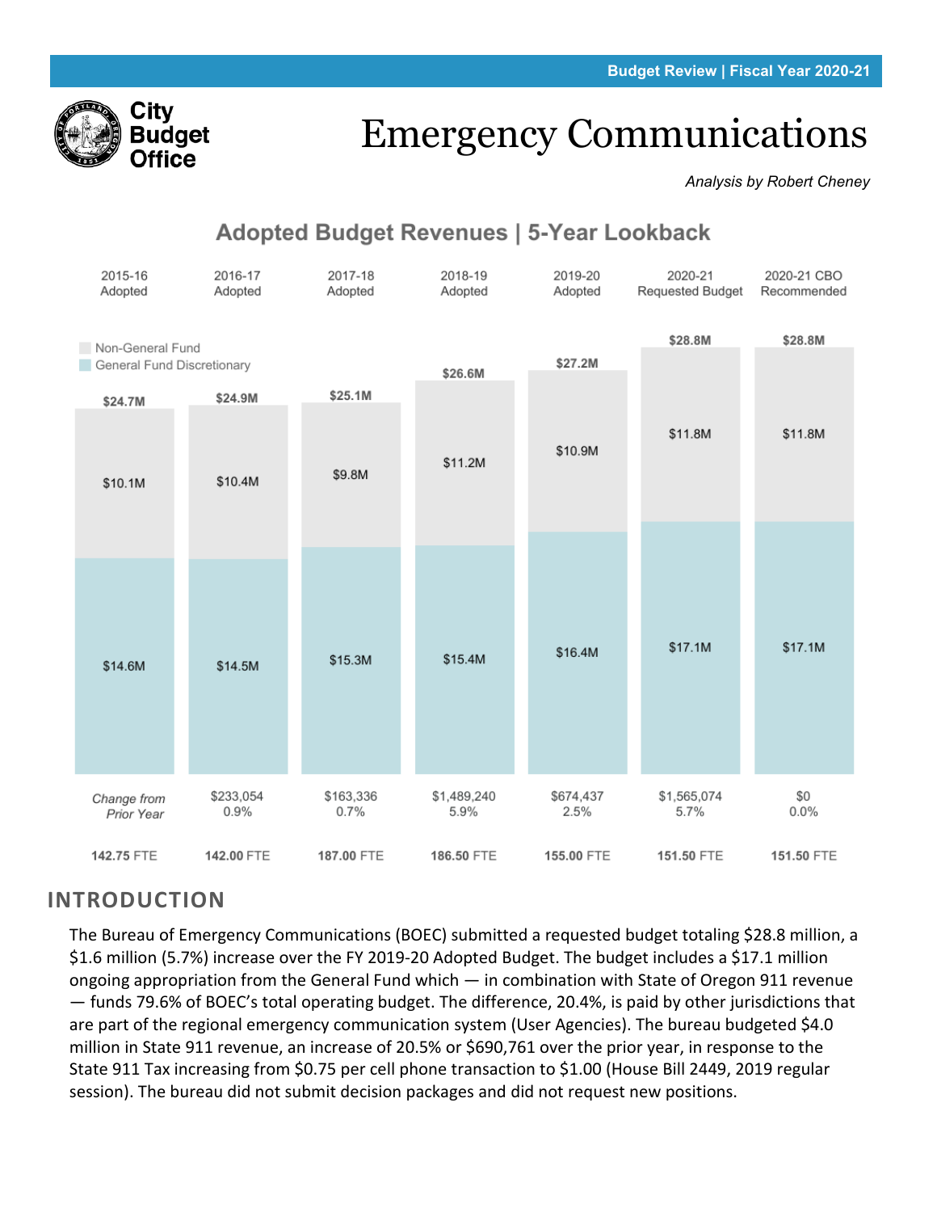Budget Review | Fiscal Year 2020-21

City Budget Office

# Emergency Communications

*Analysis by Robert Cheney*

## Adopted Budget Revenues | 5-Year Lookback

2015-16 Adopted
2016-17 Adopted
2017-18 Adopted
2018-19 Adopted
2019-20 Adopted
2020-21 Requested Budget
2020-21 CBO Recommended

Non-General Fund
General Fund Discretionary

$24.7M
$10.1M
$14.6M

$24.9M
$10.4M
$14.5M

$25.1M
$9.8M
$15.3M

$26.6M
$11.2M
$15.4M

$27.2M
$10.9M
$16.4M

$28.8M
$11.8M
$17.1M

$28.8M
$11.8M
$17.1M

*Change from Prior Year*
$233,054 0.9%
$163,336 0.7%
$1,489,240 5.9%
$674,437 2.5%
$1,565,074 5.7%
$0 0.0%

142.75 FTE
142.00 FTE
187.00 FTE
186.50 FTE
155.00 FTE
151.50 FTE
151.50 FTE

## INTRODUCTION

The Bureau of Emergency Communications (BOEC) submitted a requested budget totaling $28.8 million, a $1.6 million (5.7%) increase over the FY 2019-20 Adopted Budget. The budget includes a $17.1 million ongoing appropriation from the General Fund which — in combination with State of Oregon 911 revenue — funds 79.6% of BOEC's total operating budget. The difference, 20.4%, is paid by other jurisdictions that are part of the regional emergency communication system (User Agencies). The bureau budgeted $4.0 million in State 911 revenue, an increase of 20.5% or $690,761 over the prior year, in response to the State 911 Tax increasing from $0.75 per cell phone transaction to $1.00 (House Bill 2449, 2019 regular session). The bureau did not submit decision packages and did not request new positions.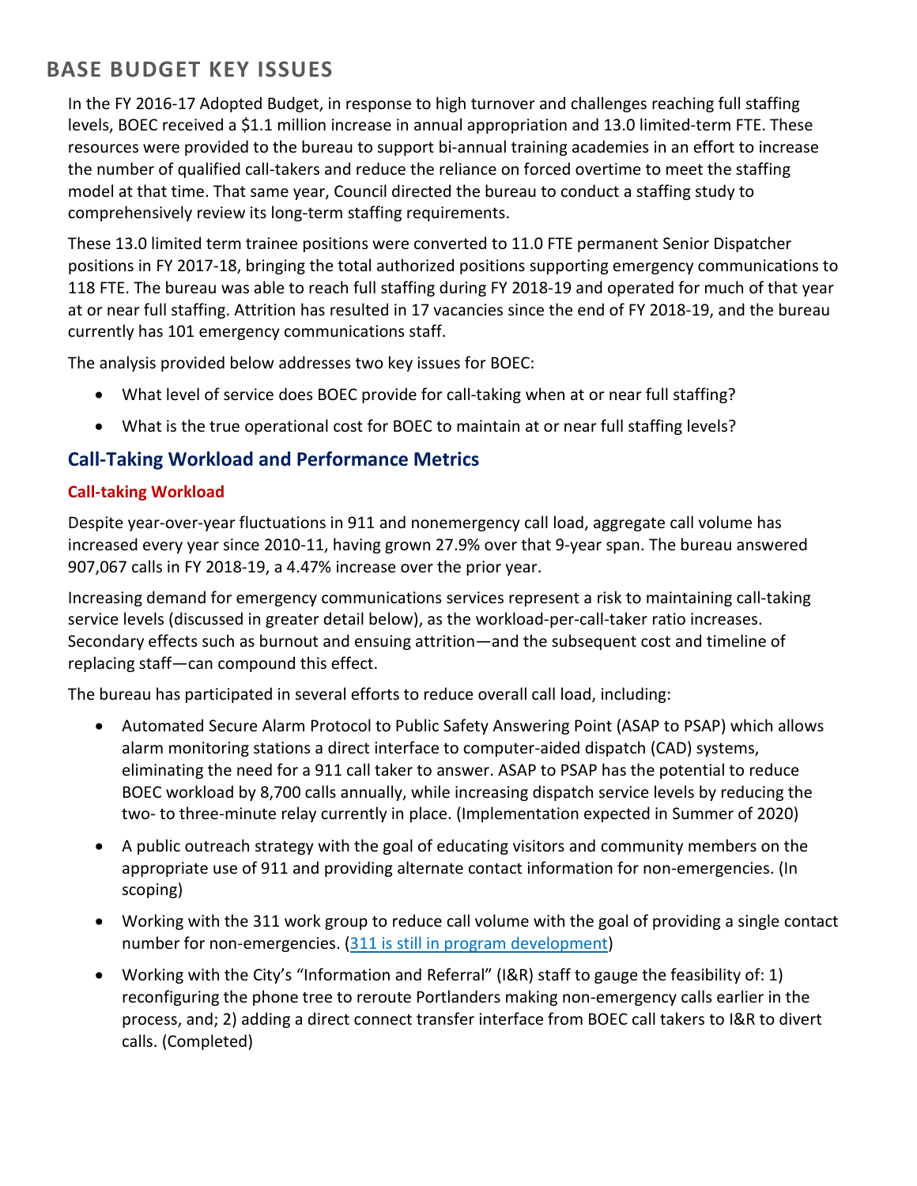## BASE BUDGET KEY ISSUES

In the FY 2016-17 Adopted Budget, in response to high turnover and challenges reaching full staffing levels, BOEC received a $1.1 million increase in annual appropriation and 13.0 limited-term FTE. These resources were provided to the bureau to support bi-annual training academies in an effort to increase the number of qualified call-takers and reduce the reliance on forced overtime to meet the staffing model at that time. That same year, Council directed the bureau to conduct a staffing study to comprehensively review its long-term staffing requirements.

These 13.0 limited term trainee positions were converted to 11.0 FTE permanent Senior Dispatcher positions in FY 2017-18, bringing the total authorized positions supporting emergency communications to 118 FTE. The bureau was able to reach full staffing during FY 2018-19 and operated for much of that year at or near full staffing. Attrition has resulted in 17 vacancies since the end of FY 2018-19, and the bureau currently has 101 emergency communications staff.

The analysis provided below addresses two key issues for BOEC:

- What level of service does BOEC provide for call-taking when at or near full staffing?
- What is the true operational cost for BOEC to maintain at or near full staffing levels?

### Call-Taking Workload and Performance Metrics

#### Call-taking Workload

Despite year-over-year fluctuations in 911 and nonemergency call load, aggregate call volume has increased every year since 2010-11, having grown 27.9% over that 9-year span. The bureau answered 907,067 calls in FY 2018-19, a 4.47% increase over the prior year.

Increasing demand for emergency communications services represent a risk to maintaining call-taking service levels (discussed in greater detail below), as the workload-per-call-taker ratio increases. Secondary effects such as burnout and ensuing attrition—and the subsequent cost and timeline of replacing staff—can compound this effect.

The bureau has participated in several efforts to reduce overall call load, including:

- Automated Secure Alarm Protocol to Public Safety Answering Point (ASAP to PSAP) which allows alarm monitoring stations a direct interface to computer-aided dispatch (CAD) systems, eliminating the need for a 911 call taker to answer. ASAP to PSAP has the potential to reduce BOEC workload by 8,700 calls annually, while increasing dispatch service levels by reducing the two- to three-minute relay currently in place. (Implementation expected in Summer of 2020)
- A public outreach strategy with the goal of educating visitors and community members on the appropriate use of 911 and providing alternate contact information for non-emergencies. (In scoping)
- Working with the 311 work group to reduce call volume with the goal of providing a single contact number for non-emergencies. (311 is still in program development)
- Working with the City's "Information and Referral" (I&R) staff to gauge the feasibility of: 1) reconfiguring the phone tree to reroute Portlanders making non-emergency calls earlier in the process, and; 2) adding a direct connect transfer interface from BOEC call takers to I&R to divert calls. (Completed)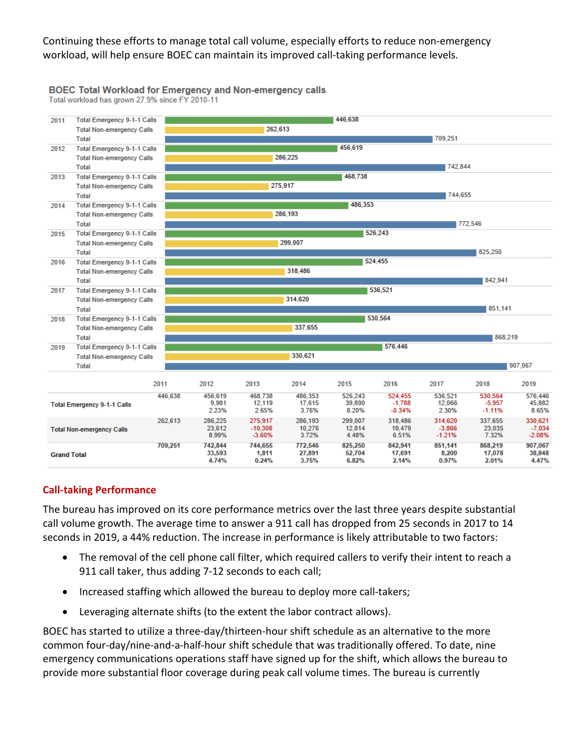Continuing these efforts to manage total call volume, especially efforts to reduce non-emergency workload, will help ensure BOEC can maintain its improved call-taking performance levels.

BOEC Total Workload for Emergency and Non-emergency calls

Total workload has grown 27.9% since FY 2010-11

2011
Total Emergency 9-1-1 Calls 446,638
Total Non-emergency Calls 262,613
Total 709,251

2012
Total Emergency 9-1-1 Calls 456,619
Total Non-emergency Calls 286,225
Total 742,844

2013
Total Emergency 9-1-1 Calls 468,738
Total Non-emergency Calls 275,917
Total 744,655

2014
Total Emergency 9-1-1 Calls 486,353
Total Non-emergency Calls 286,193
Total 772,546

2015
Total Emergency 9-1-1 Calls 526,243
Total Non-emergency Calls 299,007
Total 825,250

2016
Total Emergency 9-1-1 Calls 524,455
Total Non-emergency Calls 318,486
Total 842,941

2017
Total Emergency 9-1-1 Calls 536,521
Total Non-emergency Calls 314,620
Total 851,141

2018
Total Emergency 9-1-1 Calls 530,564
Total Non-emergency Calls 337,655
Total 868,219

2019
Total Emergency 9-1-1 Calls 576,446
Total Non-emergency Calls 330,621
Total 907,067

| | 2011 | 2012 | 2013 | 2014 | 2015 | 2016 | 2017 | 2018 | 2019 |
|---|---|---|---|---|---|---|---|---|---|
| **Total Emergency 9-1-1 Calls** | 446,638 | 456,619<br>9,981<br>2.23% | 468,738<br>12,119<br>2.65% | 486,353<br>17,615<br>3.76% | 526,243<br>39,890<br>8.20% | 524,455<br>-1,788<br>-0.34% | 536,521<br>12,066<br>2.30% | 530,564<br>-5,957<br>-1.11% | 576,446<br>45,882<br>8.65% |
| **Total Non-emergency Calls** | 262,613 | 286,225<br>23,612<br>8.99% | 275,917<br>-10,308<br>-3.60% | 286,193<br>10,276<br>3.72% | 299,007<br>12,814<br>4.48% | 318,486<br>19,479<br>6.51% | 314,620<br>-3,866<br>-1.21% | 337,655<br>23,035<br>7.32% | 330,621<br>-7,034<br>-2.08% |
| **Grand Total** | 709,251 | 742,844<br>33,593<br>4.74% | 744,655<br>1,811<br>0.24% | 772,546<br>27,891<br>3.75% | 825,250<br>52,704<br>6.82% | 842,941<br>17,691<br>2.14% | 851,141<br>8,200<br>0.97% | 868,219<br>17,078<br>2.01% | 907,067<br>38,848<br>4.47% |

## Call-taking Performance

The bureau has improved on its core performance metrics over the last three years despite substantial call volume growth. The average time to answer a 911 call has dropped from 25 seconds in 2017 to 14 seconds in 2019, a 44% reduction. The increase in performance is likely attributable to two factors:

- The removal of the cell phone call filter, which required callers to verify their intent to reach a 911 call taker, thus adding 7-12 seconds to each call;
- Increased staffing which allowed the bureau to deploy more call-takers;
- Leveraging alternate shifts (to the extent the labor contract allows).

BOEC has started to utilize a three-day/thirteen-hour shift schedule as an alternative to the more common four-day/nine-and-a-half-hour shift schedule that was traditionally offered. To date, nine emergency communications operations staff have signed up for the shift, which allows the bureau to provide more substantial floor coverage during peak call volume times. The bureau is currently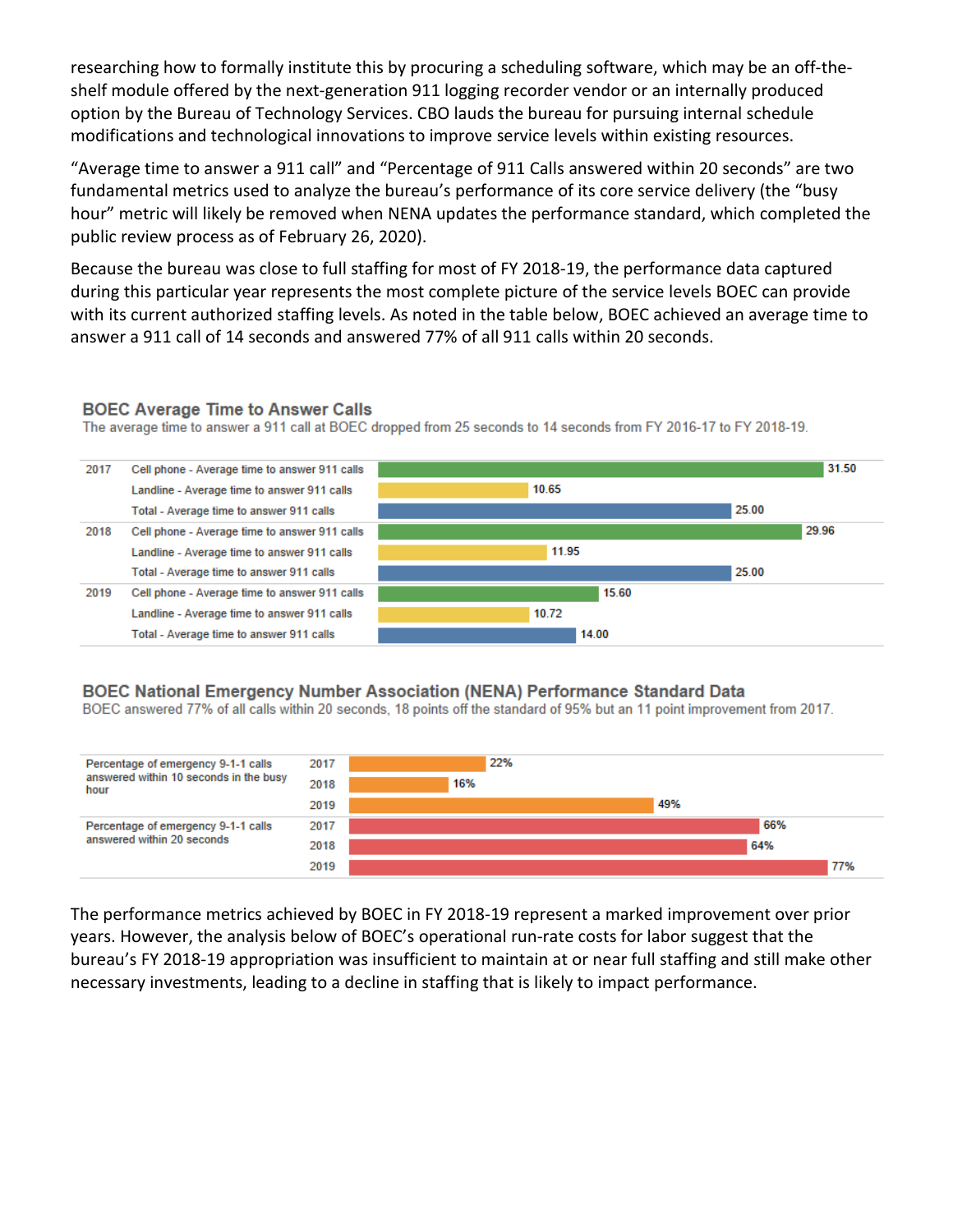researching how to formally institute this by procuring a scheduling software, which may be an off-the-shelf module offered by the next-generation 911 logging recorder vendor or an internally produced option by the Bureau of Technology Services. CBO lauds the bureau for pursuing internal schedule modifications and technological innovations to improve service levels within existing resources.

"Average time to answer a 911 call" and "Percentage of 911 Calls answered within 20 seconds" are two fundamental metrics used to analyze the bureau's performance of its core service delivery (the "busy hour" metric will likely be removed when NENA updates the performance standard, which completed the public review process as of February 26, 2020).

Because the bureau was close to full staffing for most of FY 2018-19, the performance data captured during this particular year represents the most complete picture of the service levels BOEC can provide with its current authorized staffing levels. As noted in the table below, BOEC achieved an average time to answer a 911 call of 14 seconds and answered 77% of all 911 calls within 20 seconds.

**BOEC Average Time to Answer Calls**

The average time to answer a 911 call at BOEC dropped from 25 seconds to 14 seconds from FY 2016-17 to FY 2018-19.

2017
Cell phone - Average time to answer 911 calls 31.50
Landline - Average time to answer 911 calls 10.65
Total - Average time to answer 911 calls 25.00

2018
Cell phone - Average time to answer 911 calls 29.96
Landline - Average time to answer 911 calls 11.95
Total - Average time to answer 911 calls 25.00

2019
Cell phone - Average time to answer 911 calls 15.60
Landline - Average time to answer 911 calls 10.72
Total - Average time to answer 911 calls 14.00

**BOEC National Emergency Number Association (NENA) Performance Standard Data**

BOEC answered 77% of all calls within 20 seconds, 18 points off the standard of 95% but an 11 point improvement from 2017.

Percentage of emergency 9-1-1 calls answered within 10 seconds in the busy hour
2017 22%
2018 16%
2019 49%

Percentage of emergency 9-1-1 calls answered within 20 seconds
2017 66%
2018 64%
2019 77%

The performance metrics achieved by BOEC in FY 2018-19 represent a marked improvement over prior years. However, the analysis below of BOEC's operational run-rate costs for labor suggest that the bureau's FY 2018-19 appropriation was insufficient to maintain at or near full staffing and still make other necessary investments, leading to a decline in staffing that is likely to impact performance.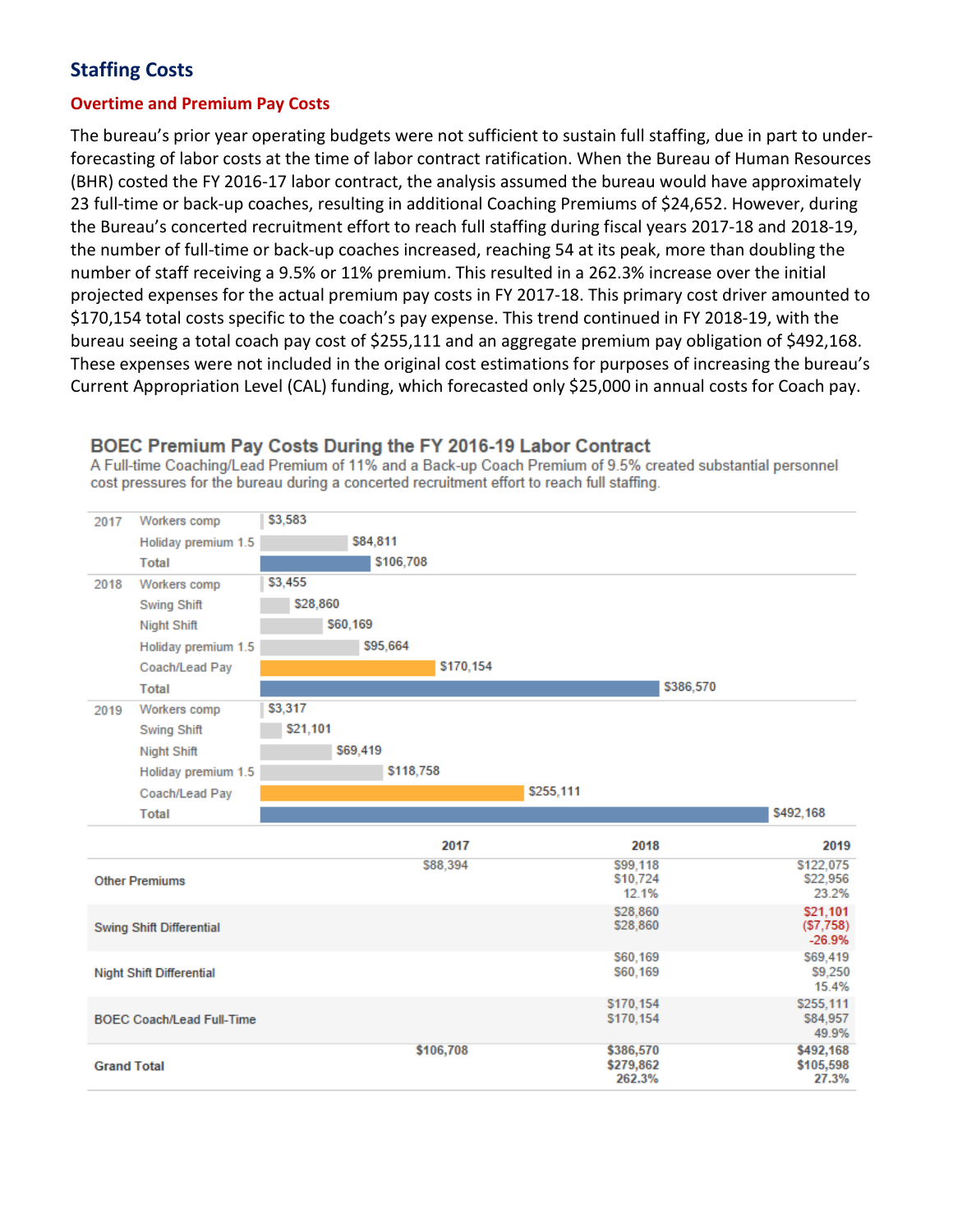## Staffing Costs

### Overtime and Premium Pay Costs

The bureau's prior year operating budgets were not sufficient to sustain full staffing, due in part to under-forecasting of labor costs at the time of labor contract ratification. When the Bureau of Human Resources (BHR) costed the FY 2016-17 labor contract, the analysis assumed the bureau would have approximately 23 full-time or back-up coaches, resulting in additional Coaching Premiums of $24,652. However, during the Bureau's concerted recruitment effort to reach full staffing during fiscal years 2017-18 and 2018-19, the number of full-time or back-up coaches increased, reaching 54 at its peak, more than doubling the number of staff receiving a 9.5% or 11% premium. This resulted in a 262.3% increase over the initial projected expenses for the actual premium pay costs in FY 2017-18. This primary cost driver amounted to $170,154 total costs specific to the coach's pay expense. This trend continued in FY 2018-19, with the bureau seeing a total coach pay cost of $255,111 and an aggregate premium pay obligation of $492,168. These expenses were not included in the original cost estimations for purposes of increasing the bureau's Current Appropriation Level (CAL) funding, which forecasted only $25,000 in annual costs for Coach pay.

**BOEC Premium Pay Costs During the FY 2016-19 Labor Contract**

A Full-time Coaching/Lead Premium of 11% and a Back-up Coach Premium of 9.5% created substantial personnel cost pressures for the bureau during a concerted recruitment effort to reach full staffing.

2017
Workers comp $3,583
Holiday premium 1.5 $84,811
Total $106,708

2018
Workers comp $3,455
Swing Shift $28,860
Night Shift $60,169
Holiday premium 1.5 $95,664
Coach/Lead Pay $170,154
Total $386,570

2019
Workers comp $3,317
Swing Shift $21,101
Night Shift $69,419
Holiday premium 1.5 $118,758
Coach/Lead Pay $255,111
Total $492,168

| | 2017 | 2018 | 2019 |
|---|---|---|---|
| Other Premiums | $88,394 | $99,118<br>$10,724<br>12.1% | $122,075<br>$22,956<br>23.2% |
| Swing Shift Differential | | $28,860<br>$28,860 | $21,101<br>($7,758)<br>-26.9% |
| Night Shift Differential | | $60,169<br>$60,169 | $69,419<br>$9,250<br>15.4% |
| BOEC Coach/Lead Full-Time | | $170,154<br>$170,154 | $255,111<br>$84,957<br>49.9% |
| **Grand Total** | $106,708 | $386,570<br>$279,862<br>262.3% | $492,168<br>$105,598<br>27.3% |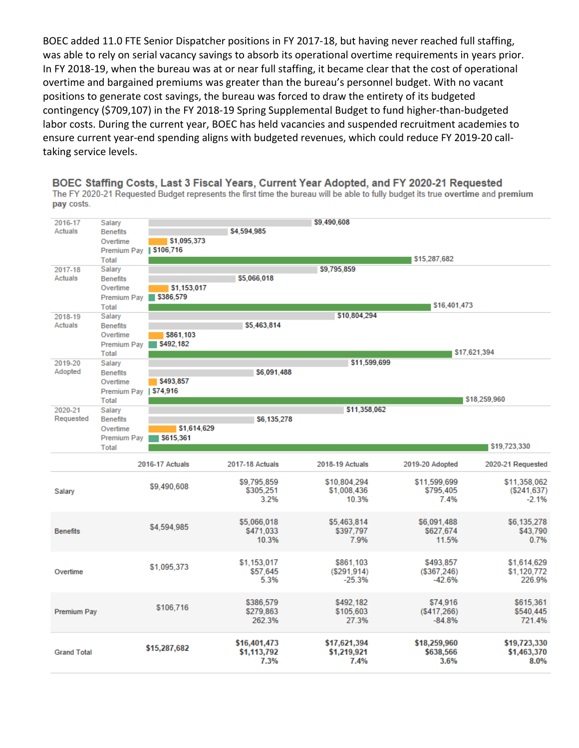BOEC added 11.0 FTE Senior Dispatcher positions in FY 2017-18, but having never reached full staffing, was able to rely on serial vacancy savings to absorb its operational overtime requirements in years prior. In FY 2018-19, when the bureau was at or near full staffing, it became clear that the cost of operational overtime and bargained premiums was greater than the bureau's personnel budget. With no vacant positions to generate cost savings, the bureau was forced to draw the entirety of its budgeted contingency ($709,107) in the FY 2018-19 Spring Supplemental Budget to fund higher-than-budgeted labor costs. During the current year, BOEC has held vacancies and suspended recruitment academies to ensure current year-end spending aligns with budgeted revenues, which could reduce FY 2019-20 call-taking service levels.

**BOEC Staffing Costs, Last 3 Fiscal Years, Current Year Adopted, and FY 2020-21 Requested**

The FY 2020-21 Requested Budget represents the first time the bureau will be able to fully budget its true **overtime** and **premium pay** costs.

2016-17 Actuals
Salary $9,490,608
Benefits $4,594,985
Overtime $1,095,373
Premium Pay $106,716
Total $15,287,682

2017-18 Actuals
Salary $9,795,859
Benefits $5,066,018
Overtime $1,153,017
Premium Pay $386,579
Total $16,401,473

2018-19 Actuals
Salary $10,804,294
Benefits $5,463,814
Overtime $861,103
Premium Pay $492,182
Total $17,621,394

2019-20 Adopted
Salary $11,599,699
Benefits $6,091,488
Overtime $493,857
Premium Pay $74,916
Total $18,259,960

2020-21 Requested
Salary $11,358,062
Benefits $6,135,278
Overtime $1,614,629
Premium Pay $615,361
Total $19,723,330

| | 2016-17 Actuals | 2017-18 Actuals | 2018-19 Actuals | 2019-20 Adopted | 2020-21 Requested |
|---|---|---|---|---|---|
| Salary | $9,490,608 | $9,795,859<br>$305,251<br>3.2% | $10,804,294<br>$1,008,436<br>10.3% | $11,599,699<br>$795,405<br>7.4% | $11,358,062<br>($241,637)<br>-2.1% |
| Benefits | $4,594,985 | $5,066,018<br>$471,033<br>10.3% | $5,463,814<br>$397,797<br>7.9% | $6,091,488<br>$627,674<br>11.5% | $6,135,278<br>$43,790<br>0.7% |
| Overtime | $1,095,373 | $1,153,017<br>$57,645<br>5.3% | $861,103<br>($291,914)<br>-25.3% | $493,857<br>($367,246)<br>-42.6% | $1,614,629<br>$1,120,772<br>226.9% |
| Premium Pay | $106,716 | $386,579<br>$279,863<br>262.3% | $492,182<br>$105,603<br>27.3% | $74,916<br>($417,266)<br>-84.8% | $615,361<br>$540,445<br>721.4% |
| Grand Total | **$15,287,682** | **$16,401,473**<br>**$1,113,792**<br>**7.3%** | **$17,621,394**<br>**$1,219,921**<br>**7.4%** | **$18,259,960**<br>**$638,566**<br>**3.6%** | **$19,723,330**<br>**$1,463,370**<br>**8.0%** |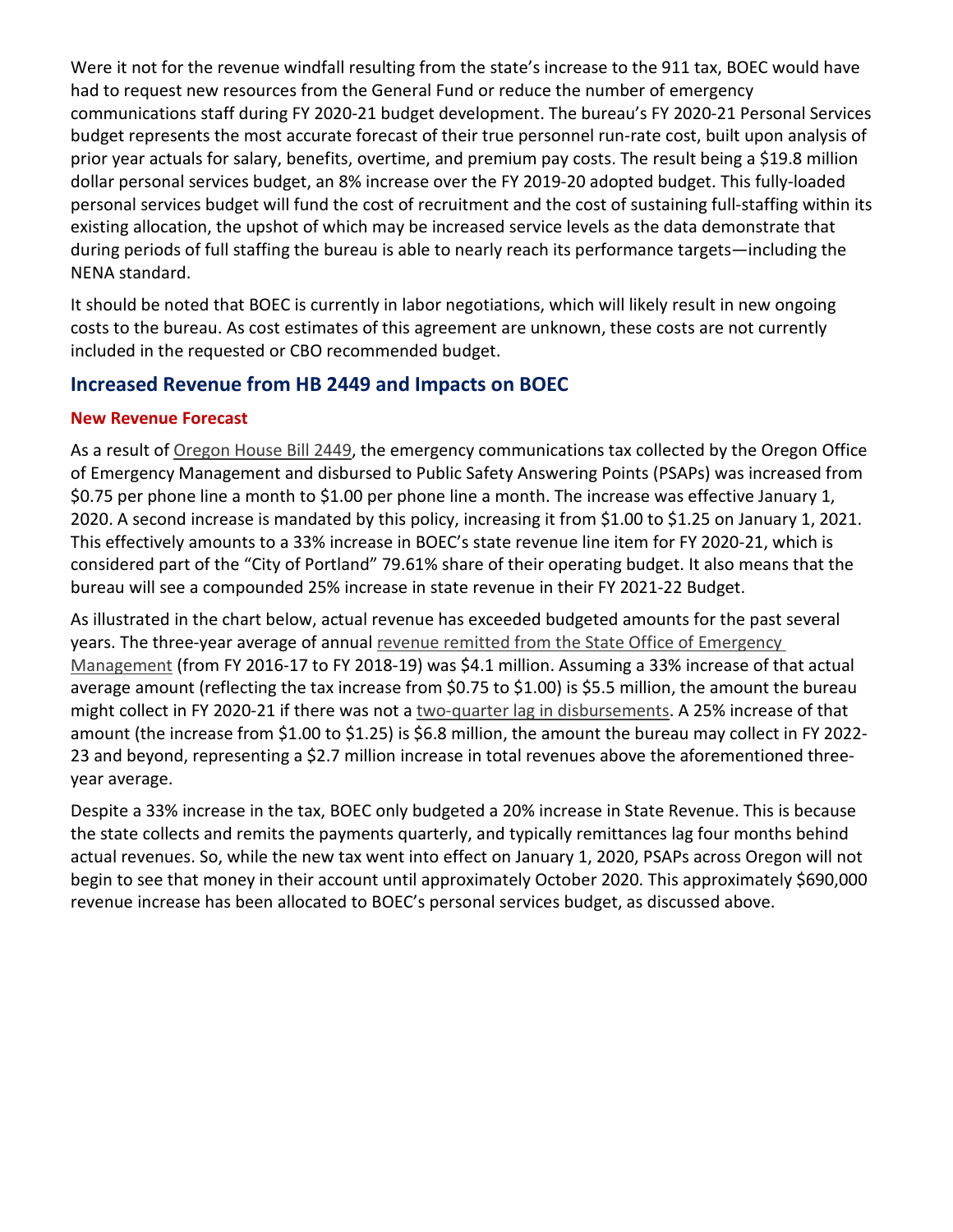Were it not for the revenue windfall resulting from the state's increase to the 911 tax, BOEC would have had to request new resources from the General Fund or reduce the number of emergency communications staff during FY 2020-21 budget development. The bureau's FY 2020-21 Personal Services budget represents the most accurate forecast of their true personnel run-rate cost, built upon analysis of prior year actuals for salary, benefits, overtime, and premium pay costs. The result being a $19.8 million dollar personal services budget, an 8% increase over the FY 2019-20 adopted budget. This fully-loaded personal services budget will fund the cost of recruitment and the cost of sustaining full-staffing within its existing allocation, the upshot of which may be increased service levels as the data demonstrate that during periods of full staffing the bureau is able to nearly reach its performance targets—including the NENA standard.

It should be noted that BOEC is currently in labor negotiations, which will likely result in new ongoing costs to the bureau. As cost estimates of this agreement are unknown, these costs are not currently included in the requested or CBO recommended budget.

## Increased Revenue from HB 2449 and Impacts on BOEC

### New Revenue Forecast

As a result of Oregon House Bill 2449, the emergency communications tax collected by the Oregon Office of Emergency Management and disbursed to Public Safety Answering Points (PSAPs) was increased from $0.75 per phone line a month to $1.00 per phone line a month. The increase was effective January 1, 2020. A second increase is mandated by this policy, increasing it from $1.00 to $1.25 on January 1, 2021. This effectively amounts to a 33% increase in BOEC's state revenue line item for FY 2020-21, which is considered part of the "City of Portland" 79.61% share of their operating budget. It also means that the bureau will see a compounded 25% increase in state revenue in their FY 2021-22 Budget.

As illustrated in the chart below, actual revenue has exceeded budgeted amounts for the past several years. The three-year average of annual revenue remitted from the State Office of Emergency Management (from FY 2016-17 to FY 2018-19) was $4.1 million. Assuming a 33% increase of that actual average amount (reflecting the tax increase from $0.75 to $1.00) is $5.5 million, the amount the bureau might collect in FY 2020-21 if there was not a two-quarter lag in disbursements. A 25% increase of that amount (the increase from $1.00 to $1.25) is $6.8 million, the amount the bureau may collect in FY 2022-23 and beyond, representing a $2.7 million increase in total revenues above the aforementioned three-year average.

Despite a 33% increase in the tax, BOEC only budgeted a 20% increase in State Revenue. This is because the state collects and remits the payments quarterly, and typically remittances lag four months behind actual revenues. So, while the new tax went into effect on January 1, 2020, PSAPs across Oregon will not begin to see that money in their account until approximately October 2020. This approximately $690,000 revenue increase has been allocated to BOEC's personal services budget, as discussed above.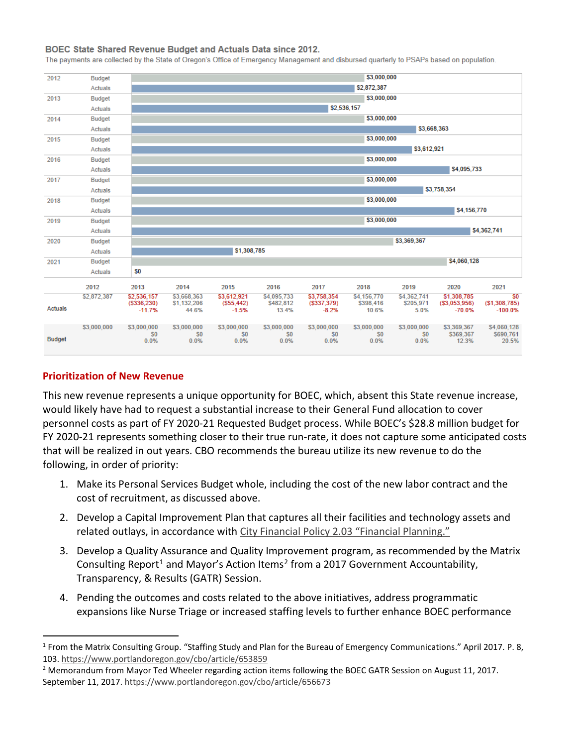**BOEC State Shared Revenue Budget and Actuals Data since 2012.**

The payments are collected by the State of Oregon's Office of Emergency Management and disbursed quarterly to PSAPs based on population.

2012 Budget $3,000,000
2012 Actuals $2,872,387
2013 Budget $3,000,000
2013 Actuals $2,536,157
2014 Budget $3,000,000
2014 Actuals $3,668,363
2015 Budget $3,000,000
2015 Actuals $3,612,921
2016 Budget $3,000,000
2016 Actuals $4,095,733
2017 Budget $3,000,000
2017 Actuals $3,758,354
2018 Budget $3,000,000
2018 Actuals $4,156,770
2019 Budget $3,000,000
2019 Actuals $4,362,741
2020 Budget $3,369,367
2020 Actuals $1,308,785
2021 Budget $4,060,128
2021 Actuals $0

| | 2012 | 2013 | 2014 | 2015 | 2016 | 2017 | 2018 | 2019 | 2020 | 2021 |
|---|---|---|---|---|---|---|---|---|---|---|
| Actuals | $2,872,387 | $2,536,157<br>($336,230)<br>-11.7% | $3,668,363<br>$1,132,206<br>44.6% | $3,612,921<br>($55,442)<br>-1.5% | $4,095,733<br>$482,812<br>13.4% | $3,758,354<br>($337,379)<br>-8.2% | $4,156,770<br>$398,416<br>10.6% | $4,362,741<br>$205,971<br>5.0% | $1,308,785<br>($3,053,956)<br>-70.0% | $0<br>($1,308,785)<br>-100.0% |
| Budget | $3,000,000 | $3,000,000<br>$0<br>0.0% | $3,000,000<br>$0<br>0.0% | $3,000,000<br>$0<br>0.0% | $3,000,000<br>$0<br>0.0% | $3,000,000<br>$0<br>0.0% | $3,000,000<br>$0<br>0.0% | $3,000,000<br>$0<br>0.0% | $3,369,367<br>$369,367<br>12.3% | $4,060,128<br>$690,761<br>20.5% |

## Prioritization of New Revenue

This new revenue represents a unique opportunity for BOEC, which, absent this State revenue increase, would likely have had to request a substantial increase to their General Fund allocation to cover personnel costs as part of FY 2020-21 Requested Budget process. While BOEC's $28.8 million budget for FY 2020-21 represents something closer to their true run-rate, it does not capture some anticipated costs that will be realized in out years. CBO recommends the bureau utilize its new revenue to do the following, in order of priority:

1. Make its Personal Services Budget whole, including the cost of the new labor contract and the cost of recruitment, as discussed above.
2. Develop a Capital Improvement Plan that captures all their facilities and technology assets and related outlays, in accordance with City Financial Policy 2.03 "Financial Planning."
3. Develop a Quality Assurance and Quality Improvement program, as recommended by the Matrix Consulting Report[1] and Mayor's Action Items[2] from a 2017 Government Accountability, Transparency, & Results (GATR) Session.
4. Pending the outcomes and costs related to the above initiatives, address programmatic expansions like Nurse Triage or increased staffing levels to further enhance BOEC performance

---

[1] From the Matrix Consulting Group. "Staffing Study and Plan for the Bureau of Emergency Communications." April 2017. P. 8, 103. https://www.portlandoregon.gov/cbo/article/653859

[2] Memorandum from Mayor Ted Wheeler regarding action items following the BOEC GATR Session on August 11, 2017. September 11, 2017. https://www.portlandoregon.gov/cbo/article/656673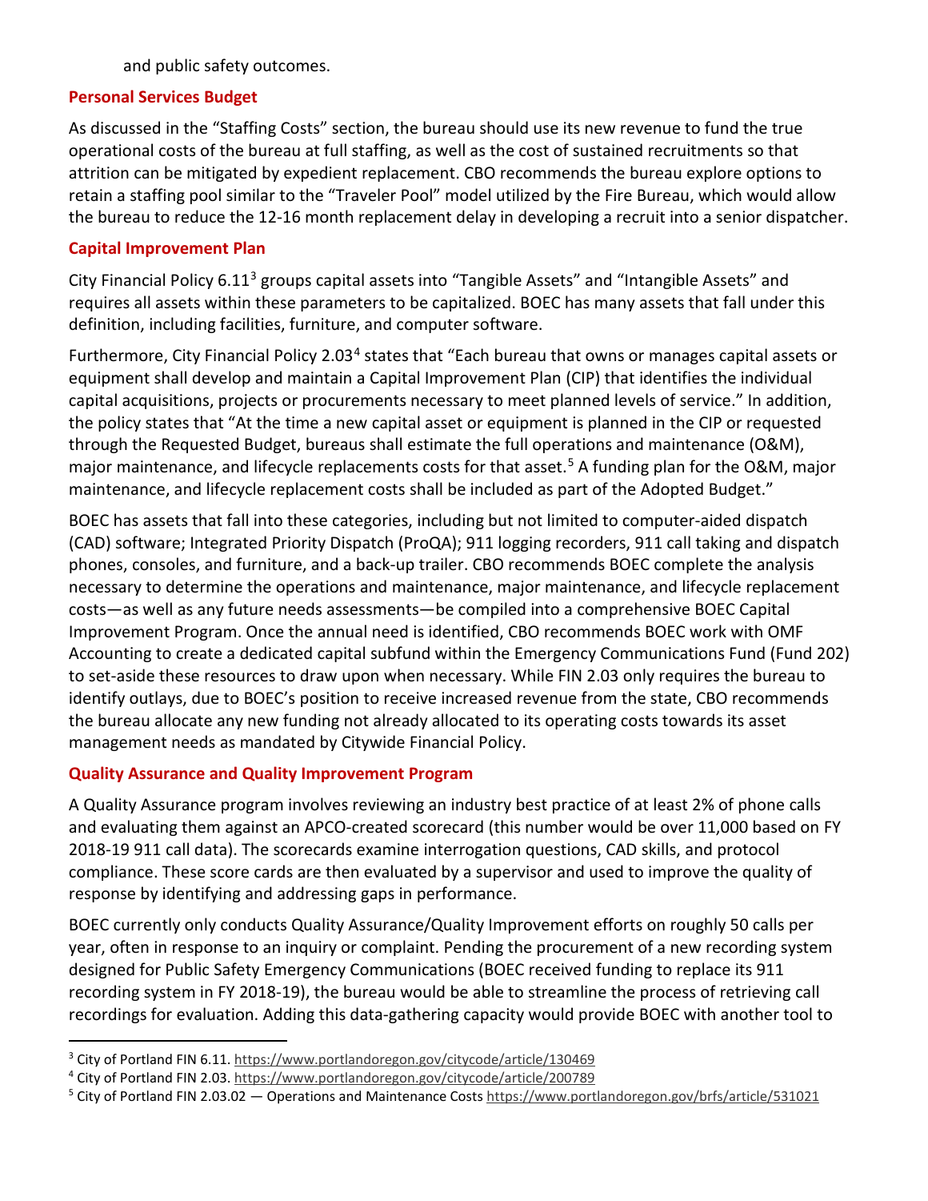and public safety outcomes.

### Personal Services Budget

As discussed in the "Staffing Costs" section, the bureau should use its new revenue to fund the true operational costs of the bureau at full staffing, as well as the cost of sustained recruitments so that attrition can be mitigated by expedient replacement. CBO recommends the bureau explore options to retain a staffing pool similar to the "Traveler Pool" model utilized by the Fire Bureau, which would allow the bureau to reduce the 12-16 month replacement delay in developing a recruit into a senior dispatcher.

### Capital Improvement Plan

City Financial Policy 6.11[3] groups capital assets into "Tangible Assets" and "Intangible Assets" and requires all assets within these parameters to be capitalized. BOEC has many assets that fall under this definition, including facilities, furniture, and computer software.

Furthermore, City Financial Policy 2.03[4] states that "Each bureau that owns or manages capital assets or equipment shall develop and maintain a Capital Improvement Plan (CIP) that identifies the individual capital acquisitions, projects or procurements necessary to meet planned levels of service." In addition, the policy states that "At the time a new capital asset or equipment is planned in the CIP or requested through the Requested Budget, bureaus shall estimate the full operations and maintenance (O&M), major maintenance, and lifecycle replacements costs for that asset.[5] A funding plan for the O&M, major maintenance, and lifecycle replacement costs shall be included as part of the Adopted Budget."

BOEC has assets that fall into these categories, including but not limited to computer-aided dispatch (CAD) software; Integrated Priority Dispatch (ProQA); 911 logging recorders, 911 call taking and dispatch phones, consoles, and furniture, and a back-up trailer. CBO recommends BOEC complete the analysis necessary to determine the operations and maintenance, major maintenance, and lifecycle replacement costs—as well as any future needs assessments—be compiled into a comprehensive BOEC Capital Improvement Program. Once the annual need is identified, CBO recommends BOEC work with OMF Accounting to create a dedicated capital subfund within the Emergency Communications Fund (Fund 202) to set-aside these resources to draw upon when necessary. While FIN 2.03 only requires the bureau to identify outlays, due to BOEC's position to receive increased revenue from the state, CBO recommends the bureau allocate any new funding not already allocated to its operating costs towards its asset management needs as mandated by Citywide Financial Policy.

### Quality Assurance and Quality Improvement Program

A Quality Assurance program involves reviewing an industry best practice of at least 2% of phone calls and evaluating them against an APCO-created scorecard (this number would be over 11,000 based on FY 2018-19 911 call data). The scorecards examine interrogation questions, CAD skills, and protocol compliance. These score cards are then evaluated by a supervisor and used to improve the quality of response by identifying and addressing gaps in performance.

BOEC currently only conducts Quality Assurance/Quality Improvement efforts on roughly 50 calls per year, often in response to an inquiry or complaint. Pending the procurement of a new recording system designed for Public Safety Emergency Communications (BOEC received funding to replace its 911 recording system in FY 2018-19), the bureau would be able to streamline the process of retrieving call recordings for evaluation. Adding this data-gathering capacity would provide BOEC with another tool to

---

[3] City of Portland FIN 6.11. https://www.portlandoregon.gov/citycode/article/130469

[4] City of Portland FIN 2.03. https://www.portlandoregon.gov/citycode/article/200789

[5] City of Portland FIN 2.03.02 — Operations and Maintenance Costs https://www.portlandoregon.gov/brfs/article/531021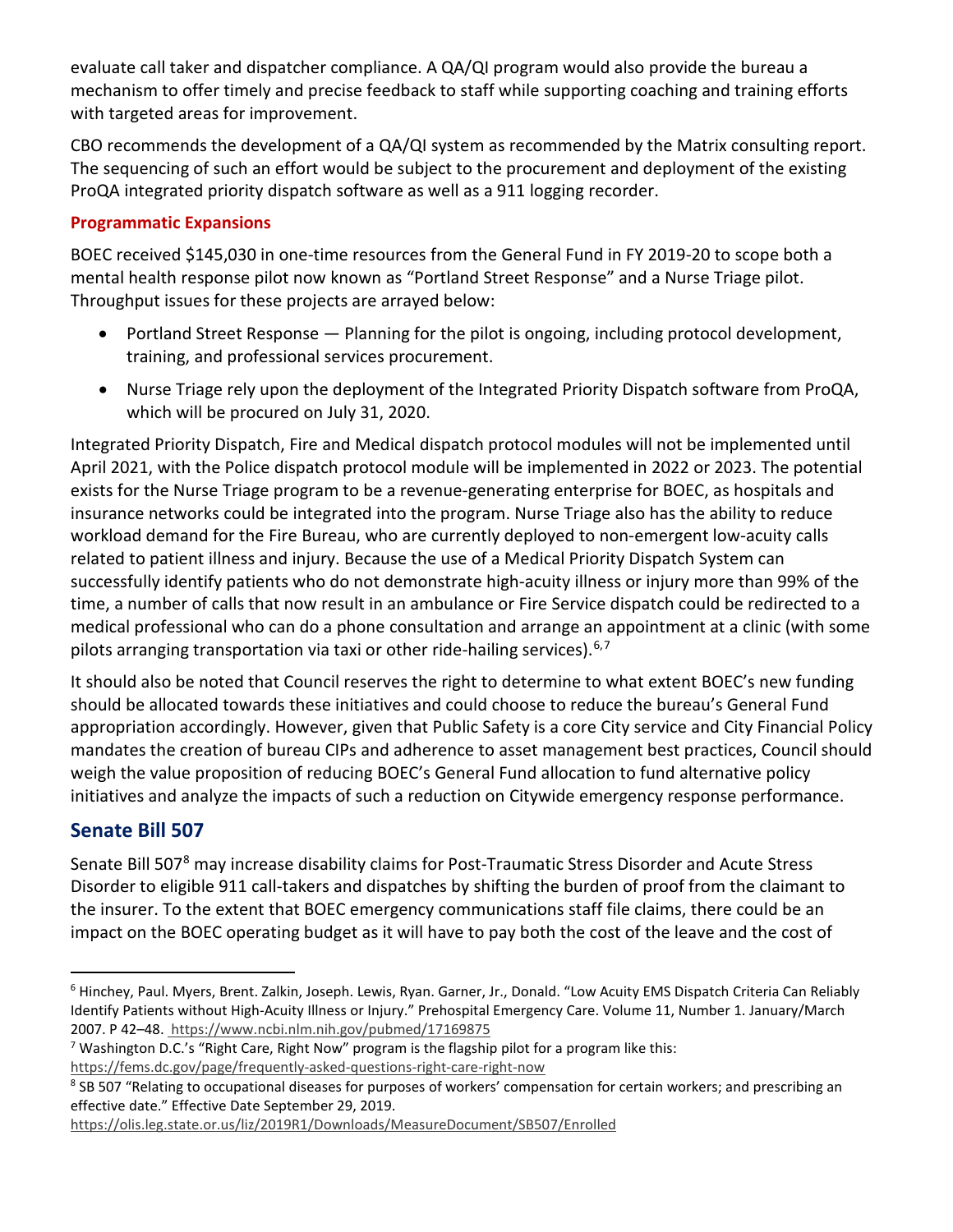evaluate call taker and dispatcher compliance. A QA/QI program would also provide the bureau a mechanism to offer timely and precise feedback to staff while supporting coaching and training efforts with targeted areas for improvement.

CBO recommends the development of a QA/QI system as recommended by the Matrix consulting report. The sequencing of such an effort would be subject to the procurement and deployment of the existing ProQA integrated priority dispatch software as well as a 911 logging recorder.

### Programmatic Expansions

BOEC received $145,030 in one-time resources from the General Fund in FY 2019-20 to scope both a mental health response pilot now known as "Portland Street Response" and a Nurse Triage pilot. Throughput issues for these projects are arrayed below:

- Portland Street Response — Planning for the pilot is ongoing, including protocol development, training, and professional services procurement.
- Nurse Triage rely upon the deployment of the Integrated Priority Dispatch software from ProQA, which will be procured on July 31, 2020.

Integrated Priority Dispatch, Fire and Medical dispatch protocol modules will not be implemented until April 2021, with the Police dispatch protocol module will be implemented in 2022 or 2023. The potential exists for the Nurse Triage program to be a revenue-generating enterprise for BOEC, as hospitals and insurance networks could be integrated into the program. Nurse Triage also has the ability to reduce workload demand for the Fire Bureau, who are currently deployed to non-emergent low-acuity calls related to patient illness and injury. Because the use of a Medical Priority Dispatch System can successfully identify patients who do not demonstrate high-acuity illness or injury more than 99% of the time, a number of calls that now result in an ambulance or Fire Service dispatch could be redirected to a medical professional who can do a phone consultation and arrange an appointment at a clinic (with some pilots arranging transportation via taxi or other ride-hailing services).[6,7]

It should also be noted that Council reserves the right to determine to what extent BOEC's new funding should be allocated towards these initiatives and could choose to reduce the bureau's General Fund appropriation accordingly. However, given that Public Safety is a core City service and City Financial Policy mandates the creation of bureau CIPs and adherence to asset management best practices, Council should weigh the value proposition of reducing BOEC's General Fund allocation to fund alternative policy initiatives and analyze the impacts of such a reduction on Citywide emergency response performance.

## Senate Bill 507

Senate Bill 507[8] may increase disability claims for Post-Traumatic Stress Disorder and Acute Stress Disorder to eligible 911 call-takers and dispatches by shifting the burden of proof from the claimant to the insurer. To the extent that BOEC emergency communications staff file claims, there could be an impact on the BOEC operating budget as it will have to pay both the cost of the leave and the cost of

---

[6] Hinchey, Paul. Myers, Brent. Zalkin, Joseph. Lewis, Ryan. Garner, Jr., Donald. "Low Acuity EMS Dispatch Criteria Can Reliably Identify Patients without High-Acuity Illness or Injury." Prehospital Emergency Care. Volume 11, Number 1. January/March 2007. P 42–48. https://www.ncbi.nlm.nih.gov/pubmed/17169875

[7] Washington D.C.'s "Right Care, Right Now" program is the flagship pilot for a program like this: https://fems.dc.gov/page/frequently-asked-questions-right-care-right-now

[8] SB 507 "Relating to occupational diseases for purposes of workers' compensation for certain workers; and prescribing an effective date." Effective Date September 29, 2019. https://olis.leg.state.or.us/liz/2019R1/Downloads/MeasureDocument/SB507/Enrolled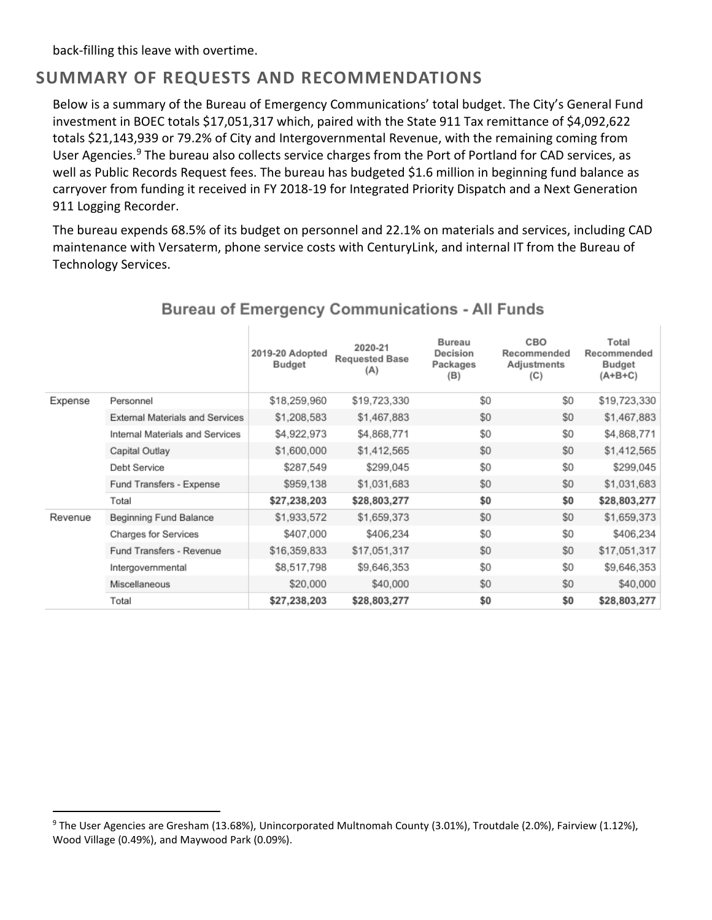back-filling this leave with overtime.

## SUMMARY OF REQUESTS AND RECOMMENDATIONS

Below is a summary of the Bureau of Emergency Communications' total budget. The City's General Fund investment in BOEC totals $17,051,317 which, paired with the State 911 Tax remittance of $4,092,622 totals $21,143,939 or 79.2% of City and Intergovernmental Revenue, with the remaining coming from User Agencies.[9] The bureau also collects service charges from the Port of Portland for CAD services, as well as Public Records Request fees. The bureau has budgeted $1.6 million in beginning fund balance as carryover from funding it received in FY 2018-19 for Integrated Priority Dispatch and a Next Generation 911 Logging Recorder.

The bureau expends 68.5% of its budget on personnel and 22.1% on materials and services, including CAD maintenance with Versaterm, phone service costs with CenturyLink, and internal IT from the Bureau of Technology Services.

**Bureau of Emergency Communications - All Funds**

| | | 2019-20 Adopted Budget | 2020-21 Requested Base (A) | Bureau Decision Packages (B) | CBO Recommended Adjustments (C) | Total Recommended Budget (A+B+C) |
|---|---|---|---|---|---|---|
| Expense | Personnel | $18,259,960 | $19,723,330 | $0 | $0 | $19,723,330 |
| | External Materials and Services | $1,208,583 | $1,467,883 | $0 | $0 | $1,467,883 |
| | Internal Materials and Services | $4,922,973 | $4,868,771 | $0 | $0 | $4,868,771 |
| | Capital Outlay | $1,600,000 | $1,412,565 | $0 | $0 | $1,412,565 |
| | Debt Service | $287,549 | $299,045 | $0 | $0 | $299,045 |
| | Fund Transfers - Expense | $959,138 | $1,031,683 | $0 | $0 | $1,031,683 |
| | Total | **$27,238,203** | **$28,803,277** | **$0** | **$0** | **$28,803,277** |
| Revenue | Beginning Fund Balance | $1,933,572 | $1,659,373 | $0 | $0 | $1,659,373 |
| | Charges for Services | $407,000 | $406,234 | $0 | $0 | $406,234 |
| | Fund Transfers - Revenue | $16,359,833 | $17,051,317 | $0 | $0 | $17,051,317 |
| | Intergovernmental | $8,517,798 | $9,646,353 | $0 | $0 | $9,646,353 |
| | Miscellaneous | $20,000 | $40,000 | $0 | $0 | $40,000 |
| | Total | **$27,238,203** | **$28,803,277** | **$0** | **$0** | **$28,803,277** |

[9] The User Agencies are Gresham (13.68%), Unincorporated Multnomah County (3.01%), Troutdale (2.0%), Fairview (1.12%), Wood Village (0.49%), and Maywood Park (0.09%).